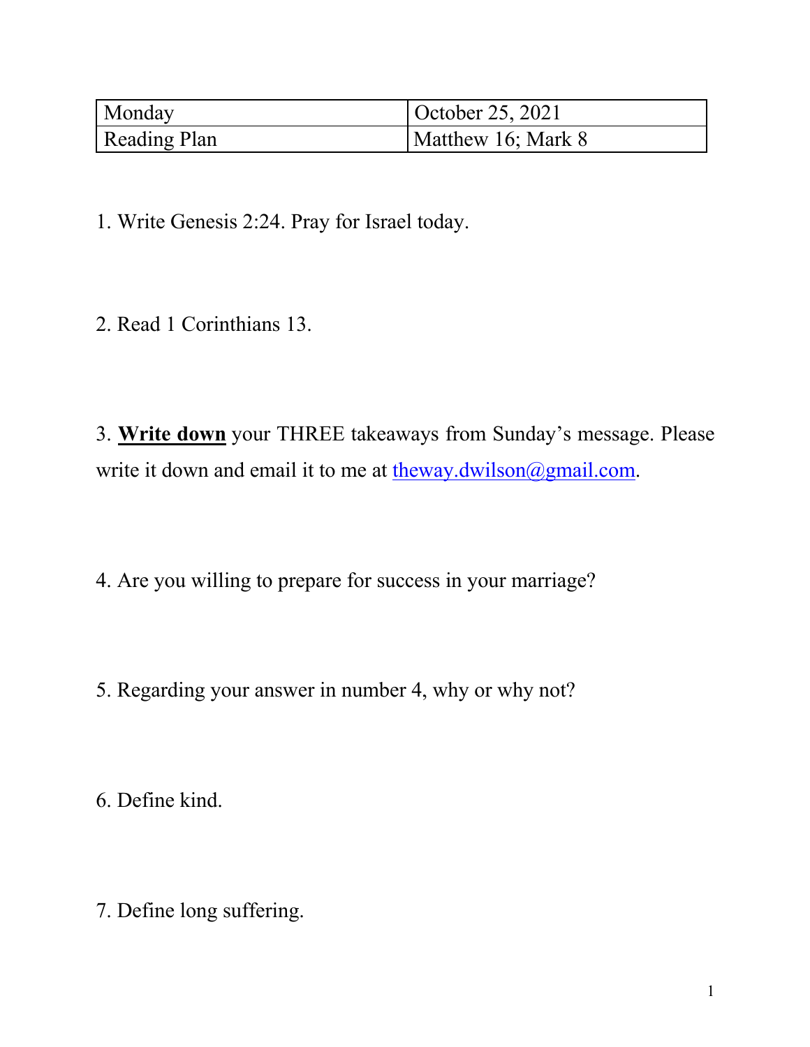| Monday | October 25, 2021 |
| --- | --- |
| Reading Plan | Matthew 16; Mark 8 |

1. Write Genesis 2:24. Pray for Israel today.

2. Read 1 Corinthians 13.

3. **<u>Write down</u>** your THREE takeaways from Sunday's message. Please write it down and email it to me at [theway.dwilson@gmail.com](mailto:theway.dwilson@gmail.com).

4. Are you willing to prepare for success in your marriage?

5. Regarding your answer in number 4, why or why not?

6. Define kind.

7. Define long suffering.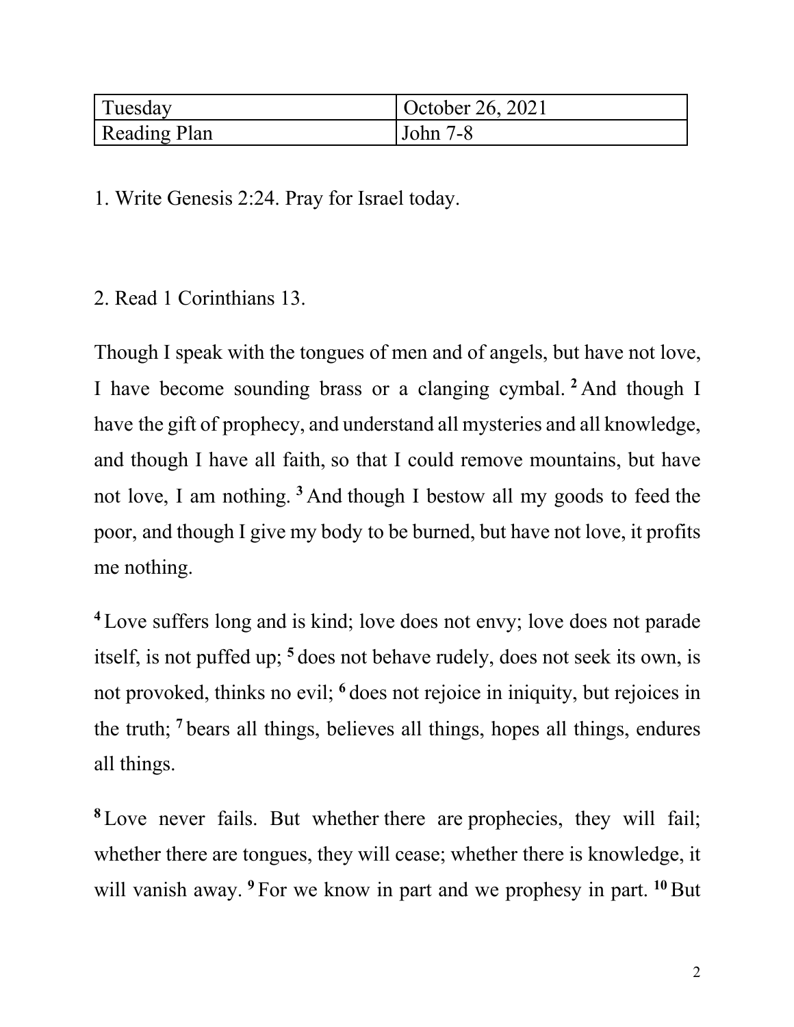| Tuesday | October 26, 2021 |
| --- | --- |
| Reading Plan | John 7-8 |

1. Write Genesis 2:24. Pray for Israel today.

2. Read 1 Corinthians 13.

Though I speak with the tongues of men and of angels, but have not love, I have become sounding brass or a clanging cymbal. [2] And though I have the gift of prophecy, and understand all mysteries and all knowledge, and though I have all faith, so that I could remove mountains, but have not love, I am nothing. [3] And though I bestow all my goods to feed the poor, and though I give my body to be burned, but have not love, it profits me nothing.

[4] Love suffers long and is kind; love does not envy; love does not parade itself, is not puffed up; [5] does not behave rudely, does not seek its own, is not provoked, thinks no evil; [6] does not rejoice in iniquity, but rejoices in the truth; [7] bears all things, believes all things, hopes all things, endures all things.

[8] Love never fails. But whether there are prophecies, they will fail; whether there are tongues, they will cease; whether there is knowledge, it will vanish away. [9] For we know in part and we prophesy in part. [10] But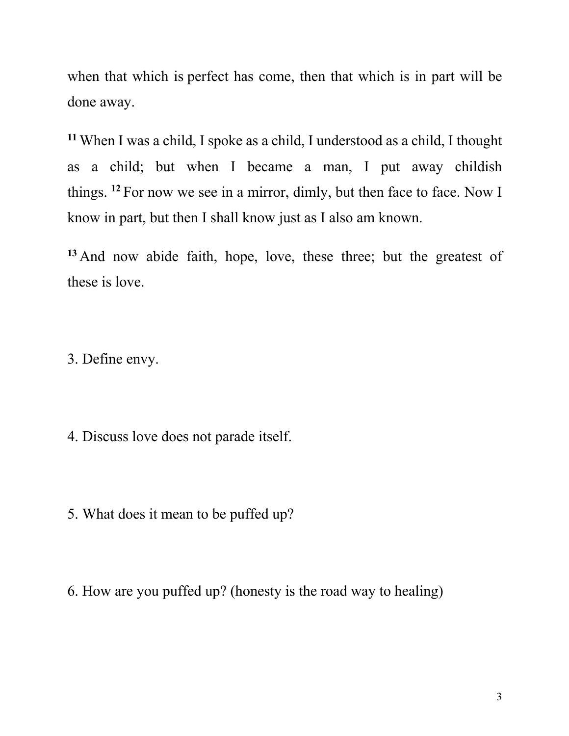when that which is perfect has come, then that which is in part will be done away.

[11] When I was a child, I spoke as a child, I understood as a child, I thought as a child; but when I became a man, I put away childish things. [12] For now we see in a mirror, dimly, but then face to face. Now I know in part, but then I shall know just as I also am known.

[13] And now abide faith, hope, love, these three; but the greatest of these is love.

3. Define envy.

4. Discuss love does not parade itself.

5. What does it mean to be puffed up?

6. How are you puffed up? (honesty is the road way to healing)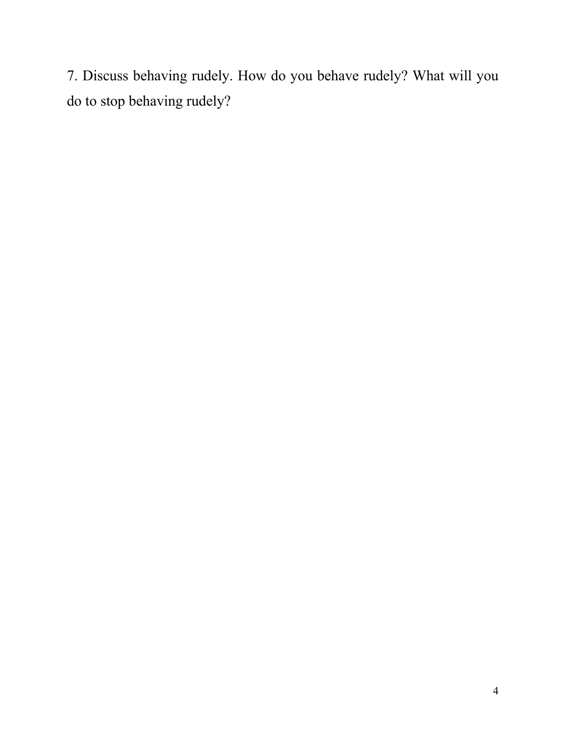7. Discuss behaving rudely. How do you behave rudely? What will you do to stop behaving rudely?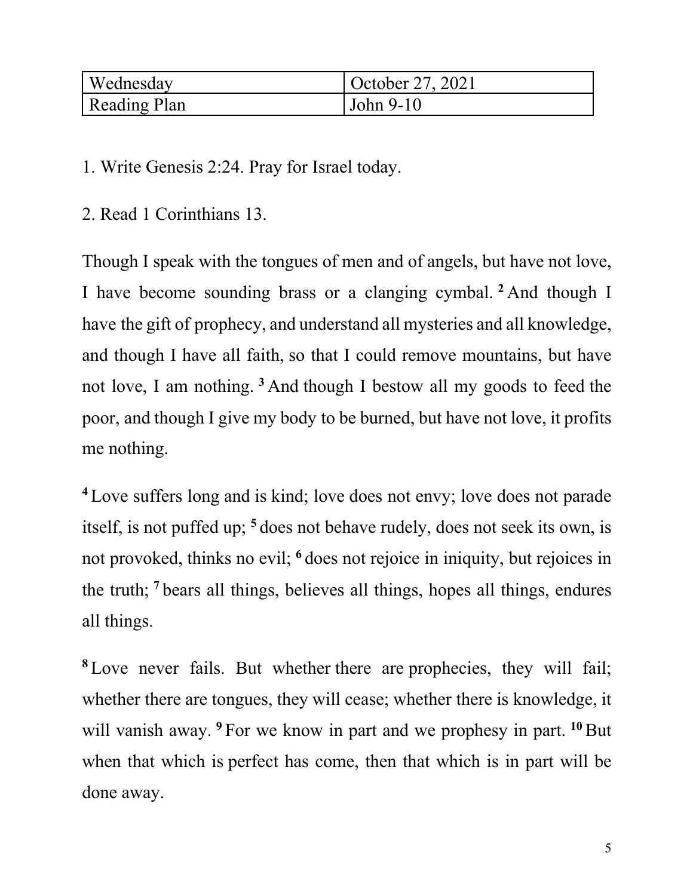| Wednesday | October 27, 2021 |
| --- | --- |
| Reading Plan | John 9-10 |

1. Write Genesis 2:24. Pray for Israel today.

2. Read 1 Corinthians 13.

Though I speak with the tongues of men and of angels, but have not love, I have become sounding brass or a clanging cymbal. [2] And though I have the gift of prophecy, and understand all mysteries and all knowledge, and though I have all faith, so that I could remove mountains, but have not love, I am nothing. [3] And though I bestow all my goods to feed the poor, and though I give my body to be burned, but have not love, it profits me nothing.

[4] Love suffers long and is kind; love does not envy; love does not parade itself, is not puffed up; [5] does not behave rudely, does not seek its own, is not provoked, thinks no evil; [6] does not rejoice in iniquity, but rejoices in the truth; [7] bears all things, believes all things, hopes all things, endures all things.

[8] Love never fails. But whether there are prophecies, they will fail; whether there are tongues, they will cease; whether there is knowledge, it will vanish away. [9] For we know in part and we prophesy in part. [10] But when that which is perfect has come, then that which is in part will be done away.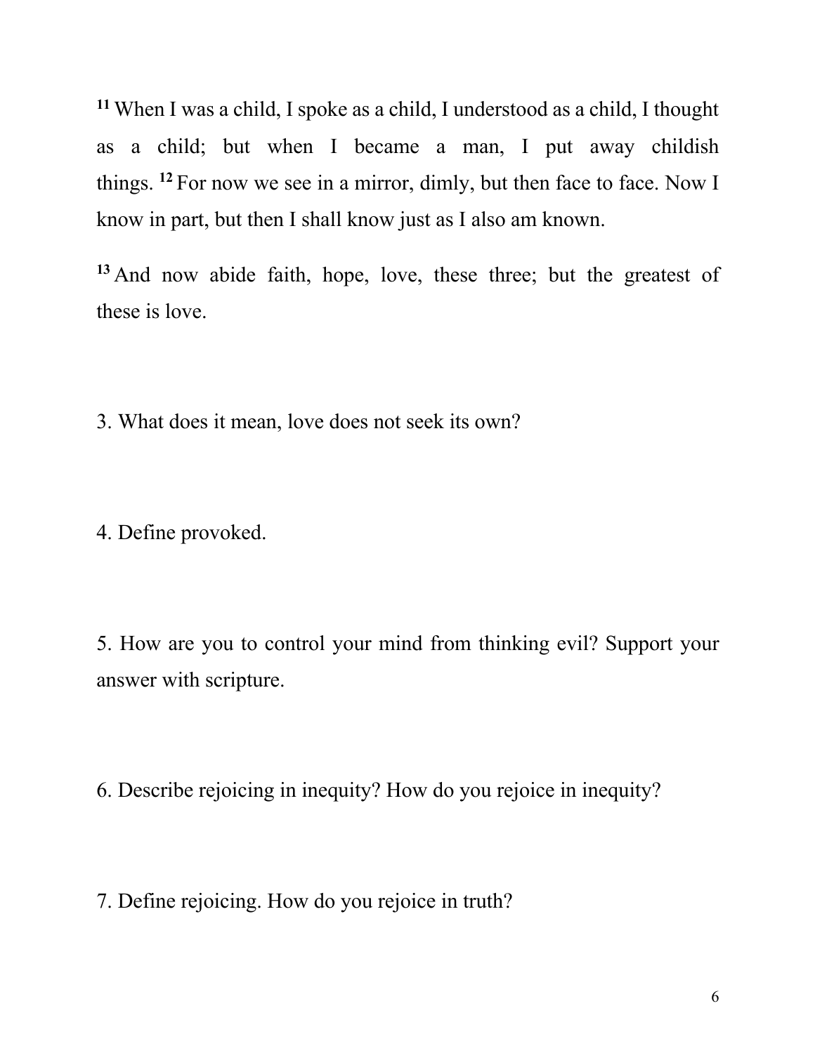[11] When I was a child, I spoke as a child, I understood as a child, I thought as a child; but when I became a man, I put away childish things. [12] For now we see in a mirror, dimly, but then face to face. Now I know in part, but then I shall know just as I also am known.

[13] And now abide faith, hope, love, these three; but the greatest of these is love.

3. What does it mean, love does not seek its own?

4. Define provoked.

5. How are you to control your mind from thinking evil? Support your answer with scripture.

6. Describe rejoicing in inequity? How do you rejoice in inequity?

7. Define rejoicing. How do you rejoice in truth?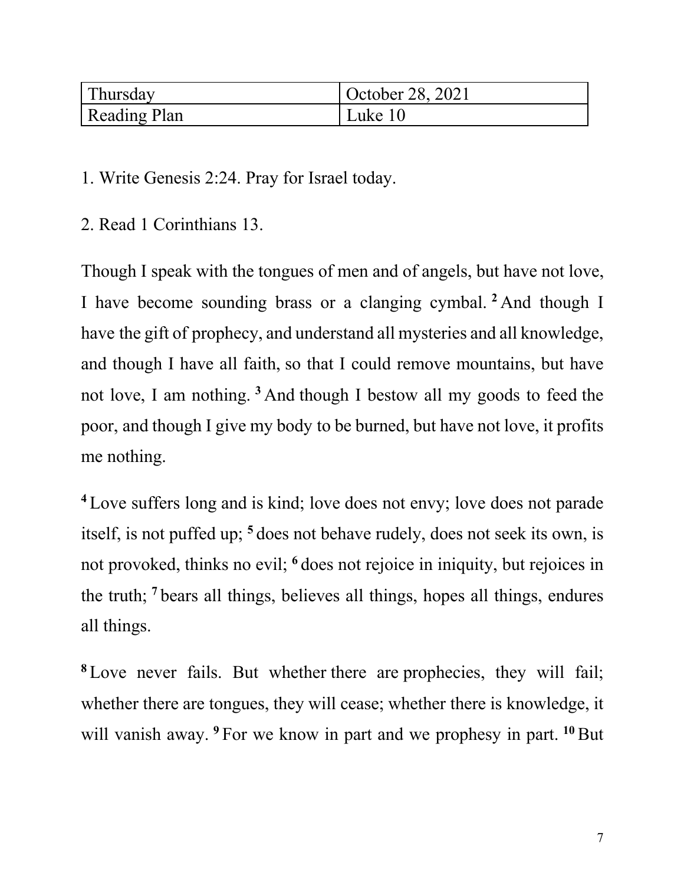| Thursday | October 28, 2021 |
| --- | --- |
| Reading Plan | Luke 10 |

1. Write Genesis 2:24. Pray for Israel today.

2. Read 1 Corinthians 13.

Though I speak with the tongues of men and of angels, but have not love, I have become sounding brass or a clanging cymbal. **2** And though I have the gift of prophecy, and understand all mysteries and all knowledge, and though I have all faith, so that I could remove mountains, but have not love, I am nothing. **3** And though I bestow all my goods to feed the poor, and though I give my body to be burned, but have not love, it profits me nothing.

**4** Love suffers long and is kind; love does not envy; love does not parade itself, is not puffed up; **5** does not behave rudely, does not seek its own, is not provoked, thinks no evil; **6** does not rejoice in iniquity, but rejoices in the truth; **7** bears all things, believes all things, hopes all things, endures all things.

**8** Love never fails. But whether there are prophecies, they will fail; whether there are tongues, they will cease; whether there is knowledge, it will vanish away. **9** For we know in part and we prophesy in part. **10** But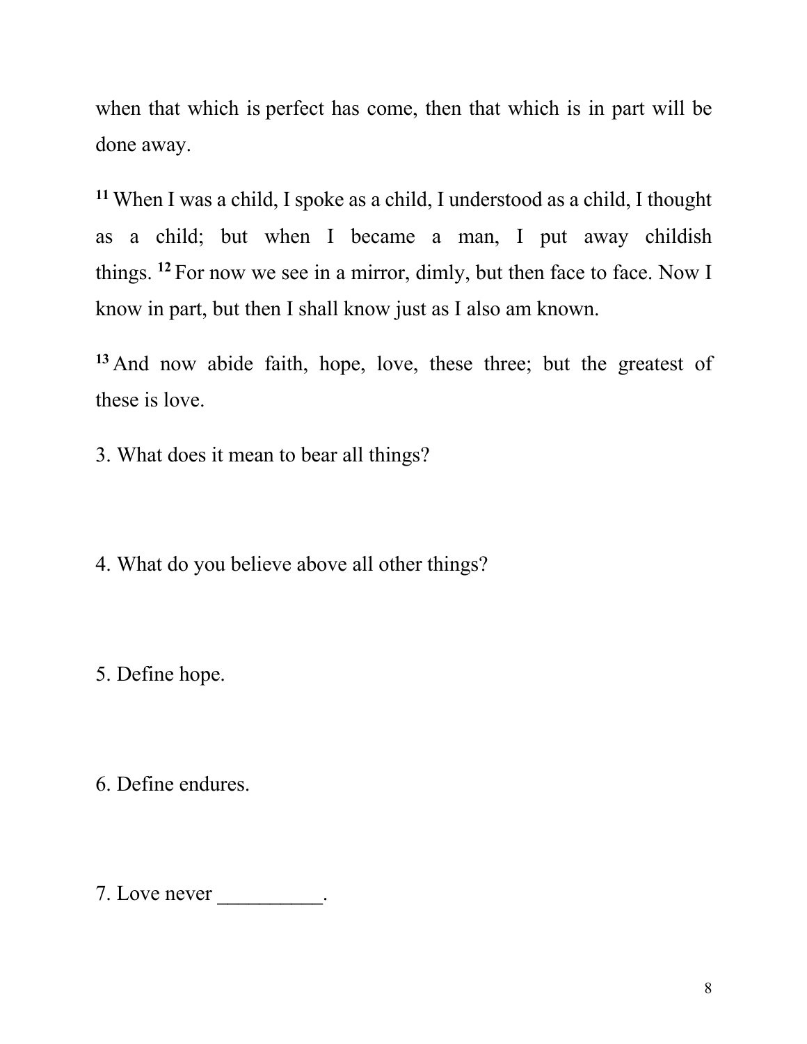when that which is perfect has come, then that which is in part will be done away.

[11] When I was a child, I spoke as a child, I understood as a child, I thought as a child; but when I became a man, I put away childish things. [12] For now we see in a mirror, dimly, but then face to face. Now I know in part, but then I shall know just as I also am known.

[13] And now abide faith, hope, love, these three; but the greatest of these is love.

3. What does it mean to bear all things?

4. What do you believe above all other things?

5. Define hope.

6. Define endures.

7. Love never __________.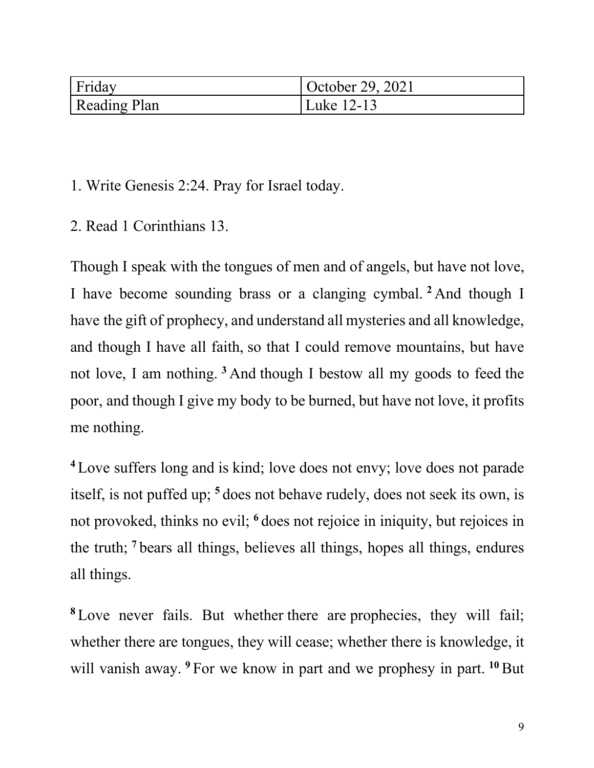| Friday | October 29, 2021 |
| --- | --- |
| Reading Plan | Luke 12-13 |

1. Write Genesis 2:24. Pray for Israel today.

2. Read 1 Corinthians 13.

Though I speak with the tongues of men and of angels, but have not love, I have become sounding brass or a clanging cymbal. [2] And though I have the gift of prophecy, and understand all mysteries and all knowledge, and though I have all faith, so that I could remove mountains, but have not love, I am nothing. [3] And though I bestow all my goods to feed the poor, and though I give my body to be burned, but have not love, it profits me nothing.

[4] Love suffers long and is kind; love does not envy; love does not parade itself, is not puffed up; [5] does not behave rudely, does not seek its own, is not provoked, thinks no evil; [6] does not rejoice in iniquity, but rejoices in the truth; [7] bears all things, believes all things, hopes all things, endures all things.

[8] Love never fails. But whether there are prophecies, they will fail; whether there are tongues, they will cease; whether there is knowledge, it will vanish away. [9] For we know in part and we prophesy in part. [10] But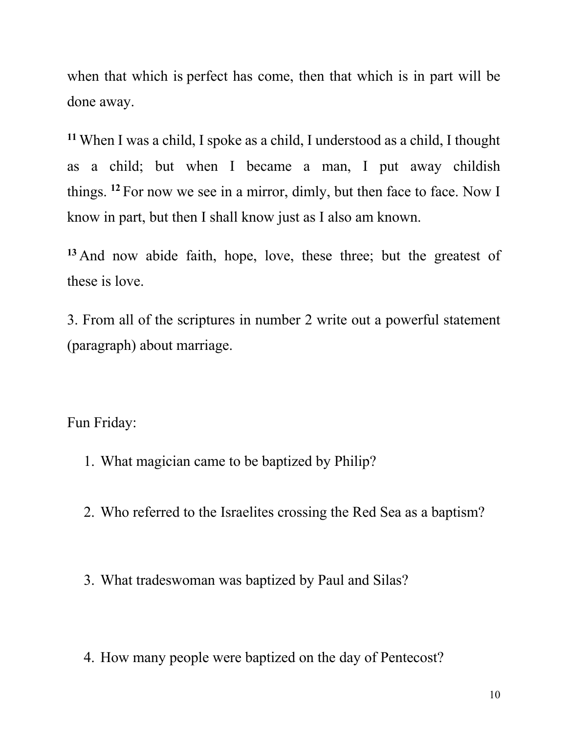when that which is perfect has come, then that which is in part will be done away.

**11** When I was a child, I spoke as a child, I understood as a child, I thought as a child; but when I became a man, I put away childish things. **12** For now we see in a mirror, dimly, but then face to face. Now I know in part, but then I shall know just as I also am known.

**13** And now abide faith, hope, love, these three; but the greatest of these is love.

3. From all of the scriptures in number 2 write out a powerful statement (paragraph) about marriage.

Fun Friday:

1. What magician came to be baptized by Philip?

2. Who referred to the Israelites crossing the Red Sea as a baptism?

3. What tradeswoman was baptized by Paul and Silas?

4. How many people were baptized on the day of Pentecost?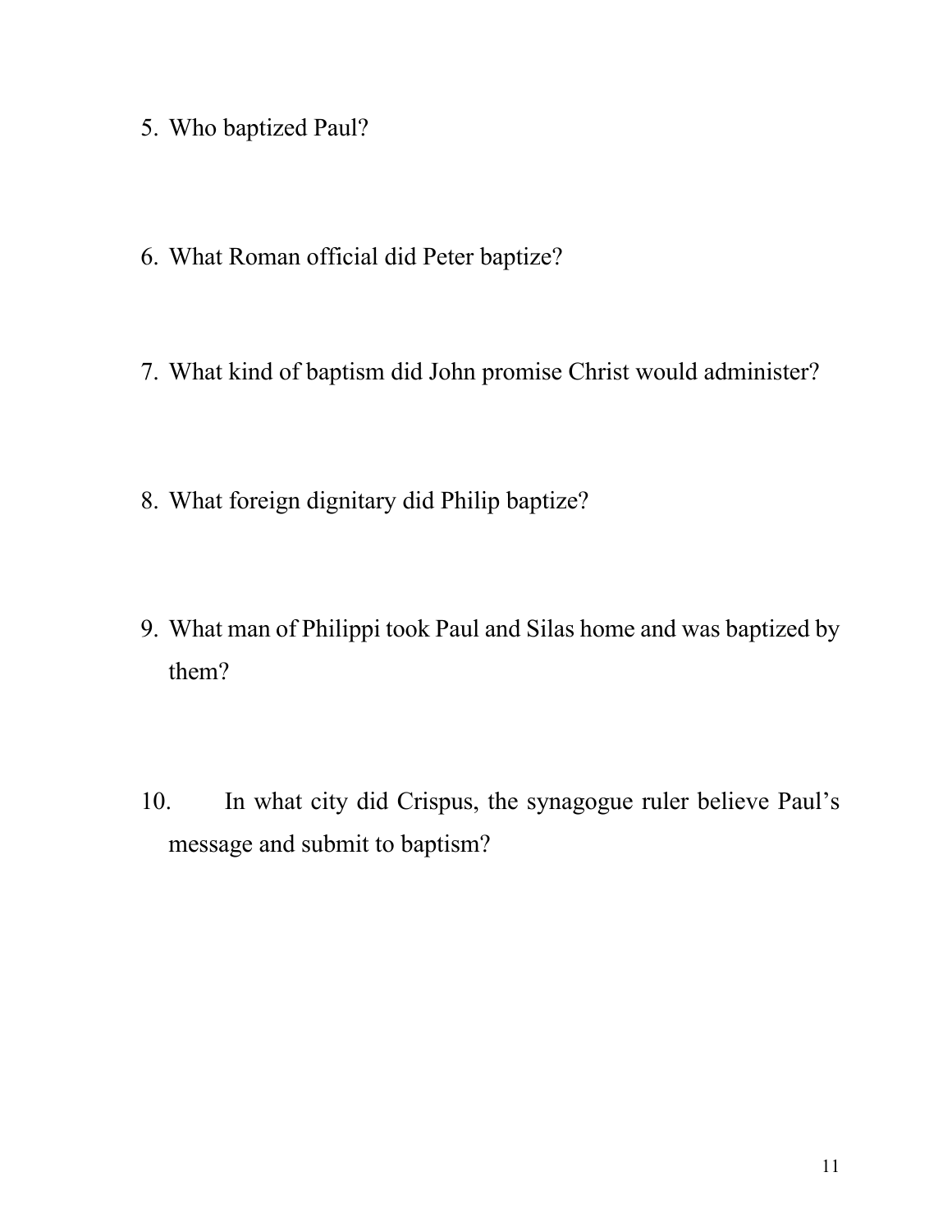5. Who baptized Paul?

6. What Roman official did Peter baptize?

7. What kind of baptism did John promise Christ would administer?

8. What foreign dignitary did Philip baptize?

9. What man of Philippi took Paul and Silas home and was baptized by them?

10. In what city did Crispus, the synagogue ruler believe Paul's message and submit to baptism?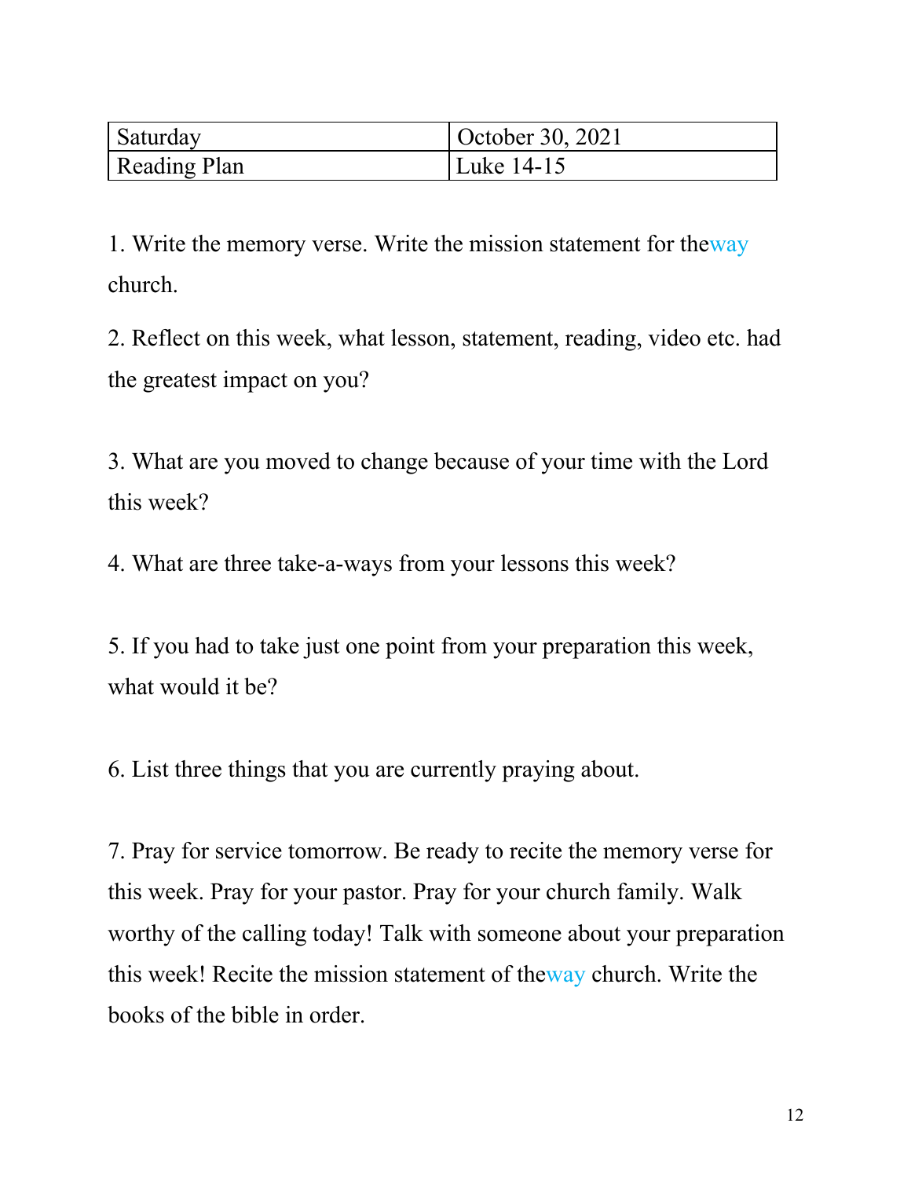| Saturday | October 30, 2021 |
| --- | --- |
| Reading Plan | Luke 14-15 |

1. Write the memory verse. Write the mission statement for theway church.

2. Reflect on this week, what lesson, statement, reading, video etc. had the greatest impact on you?

3. What are you moved to change because of your time with the Lord this week?

4. What are three take-a-ways from your lessons this week?

5. If you had to take just one point from your preparation this week, what would it be?

6. List three things that you are currently praying about.

7. Pray for service tomorrow. Be ready to recite the memory verse for this week. Pray for your pastor. Pray for your church family. Walk worthy of the calling today! Talk with someone about your preparation this week! Recite the mission statement of theway church. Write the books of the bible in order.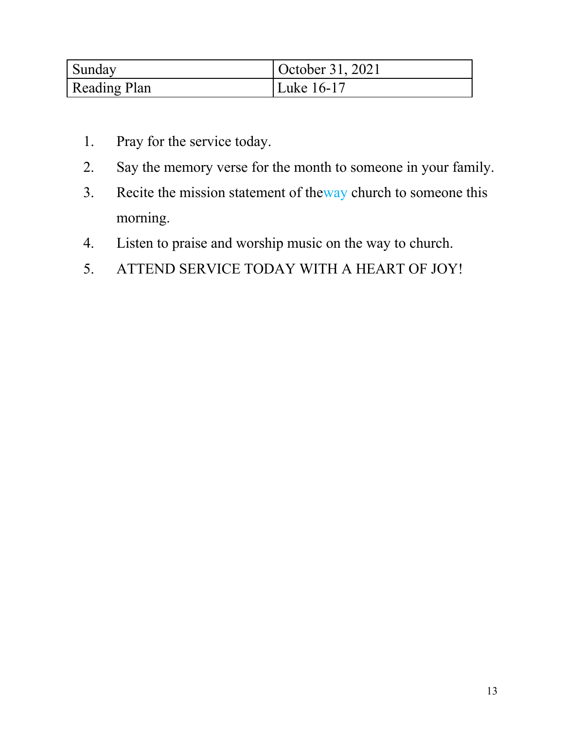| Sunday | October 31, 2021 |
| --- | --- |
| Reading Plan | Luke 16-17 |

1. Pray for the service today.
2. Say the memory verse for the month to someone in your family.
3. Recite the mission statement of theway church to someone this morning.
4. Listen to praise and worship music on the way to church.
5. ATTEND SERVICE TODAY WITH A HEART OF JOY!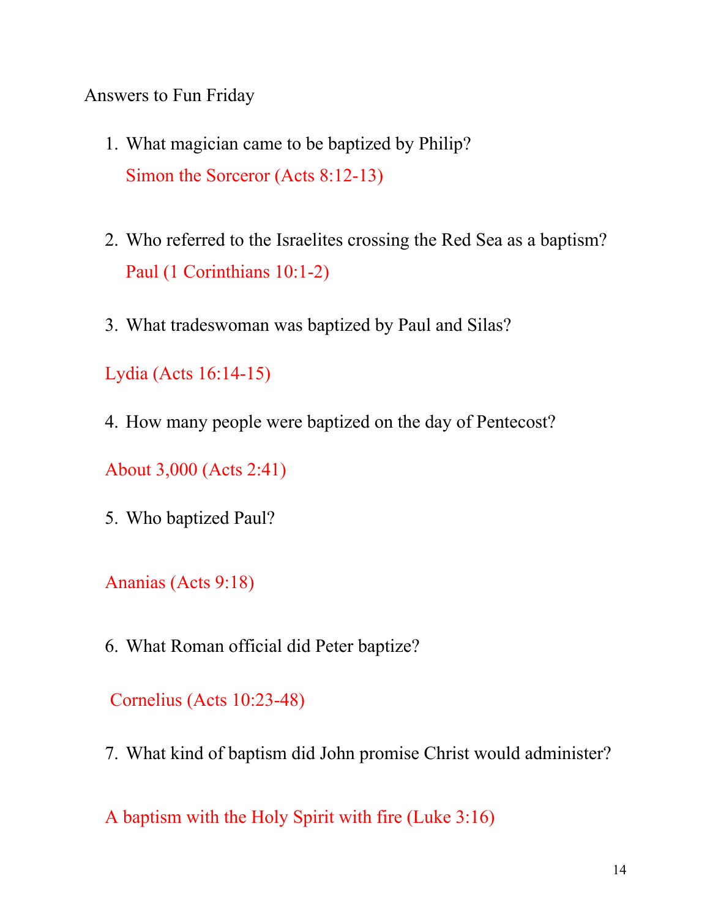Answers to Fun Friday

1. What magician came to be baptized by Philip?

   Simon the Sorceror (Acts 8:12-13)

2. Who referred to the Israelites crossing the Red Sea as a baptism?

   Paul (1 Corinthians 10:1-2)

3. What tradeswoman was baptized by Paul and Silas?

   Lydia (Acts 16:14-15)

4. How many people were baptized on the day of Pentecost?

   About 3,000 (Acts 2:41)

5. Who baptized Paul?

   Ananias (Acts 9:18)

6. What Roman official did Peter baptize?

   Cornelius (Acts 10:23-48)

7. What kind of baptism did John promise Christ would administer?

   A baptism with the Holy Spirit with fire (Luke 3:16)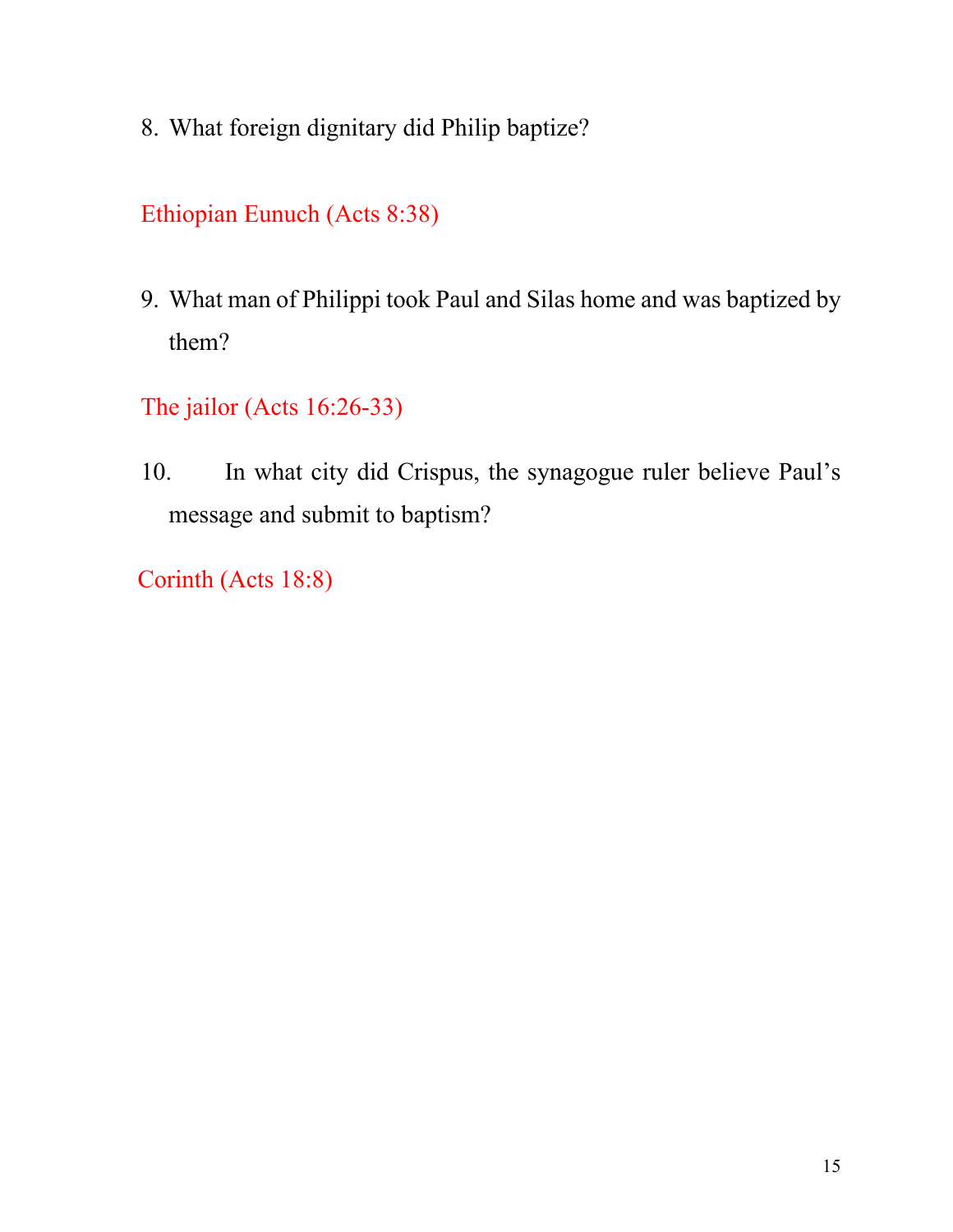8. What foreign dignitary did Philip baptize?

Ethiopian Eunuch (Acts 8:38)

9. What man of Philippi took Paul and Silas home and was baptized by them?

The jailor (Acts 16:26-33)

10. In what city did Crispus, the synagogue ruler believe Paul's message and submit to baptism?

Corinth (Acts 18:8)